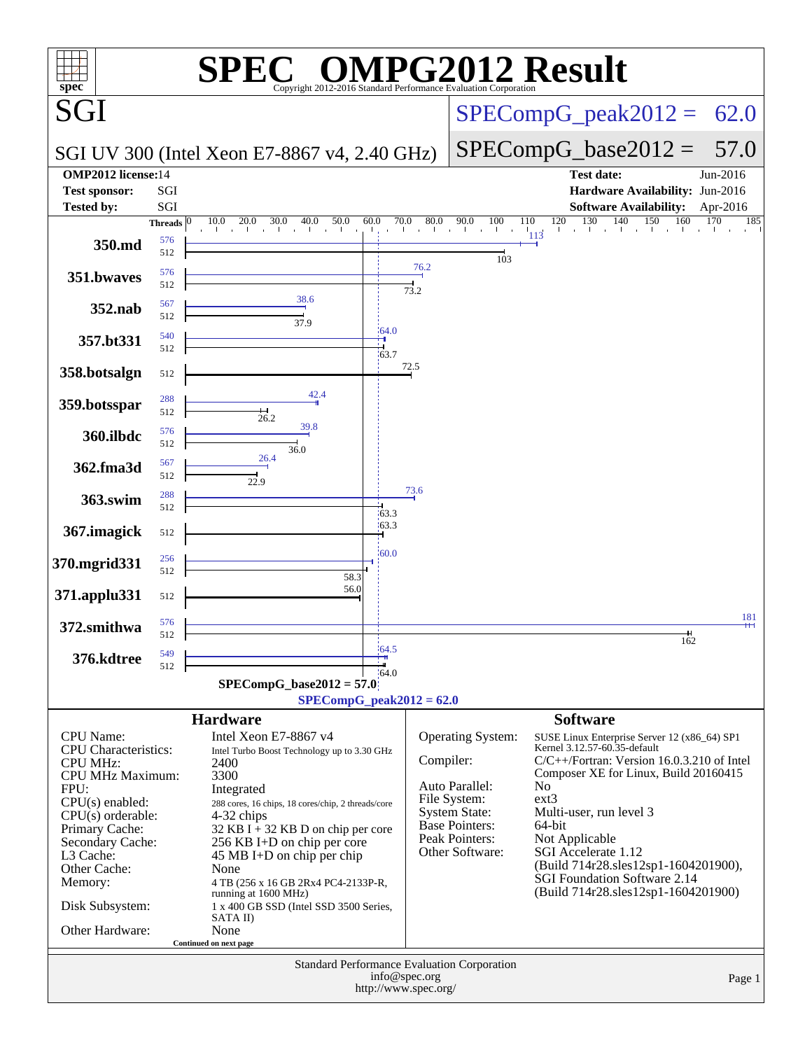# SPEC OMPG2012 Result

Copyright 2012-2016 Standard Performance Evaluation Corporation

## SGI

**SGI UV 300 (Intel Xeon E7-8867 v4, 2.40 GHz)**

SPECompG_peak2012 = 62.0

SPECompG_base2012 = 57.0

| | | | |
|---|---|---|---|
| **OMP2012 license:** | 14 | **Test date:** | Jun-2016 |
| **Test sponsor:** | SGI | **Hardware Availability:** | Jun-2016 |
| **Tested by:** | SGI | **Software Availability:** | Apr-2016 |

| Benchmark | Peak Threads | Base Threads | Peak Ratio | Base Ratio |
|---|---|---|---|---|
| 350.md | 576 | 512 | 113 | 103 |
| 351.bwaves | 576 | 512 | 76.2 | 73.2 |
| 352.nab | 567 | 512 | 38.6 | 37.9 |
| 357.bt331 | 540 | 512 | 64.0 | 63.7 |
| 358.botsalgn | | 512 | | 72.5 |
| 359.botsspar | 288 | 512 | 42.4 | 26.2 |
| 360.ilbdc | 576 | 512 | 39.8 | 36.0 |
| 362.fma3d | 567 | 512 | 26.4 | 22.9 |
| 363.swim | 288 | 512 | 73.6 | 63.3 |
| 367.imagick | | 512 | | 63.3 |
| 370.mgrid331 | 256 | 512 | 60.0 | 58.3 |
| 371.applu331 | | 512 | | 56.0 |
| 372.smithwa | 576 | 512 | 181 | 162 |
| 376.kdtree | 549 | 512 | 64.5 | 64.0 |

SPECompG_base2012 = 57.0

SPECompG_peak2012 = 62.0

## Hardware

| | |
|---|---|
| CPU Name: | Intel Xeon E7-8867 v4 |
| CPU Characteristics: | Intel Turbo Boost Technology up to 3.30 GHz |
| CPU MHz: | 2400 |
| CPU MHz Maximum: | 3300 |
| FPU: | Integrated |
| CPU(s) enabled: | 288 cores, 16 chips, 18 cores/chip, 2 threads/core |
| CPU(s) orderable: | 4-32 chips |
| Primary Cache: | 32 KB I + 32 KB D on chip per core |
| Secondary Cache: | 256 KB I+D on chip per core |
| L3 Cache: | 45 MB I+D on chip per chip |
| Other Cache: | None |
| Memory: | 4 TB (256 x 16 GB 2Rx4 PC4-2133P-R, running at 1600 MHz) |
| Disk Subsystem: | 1 x 400 GB SSD (Intel SSD 3500 Series, SATA II) |
| Other Hardware: | None |

Continued on next page

## Software

| | |
|---|---|
| Operating System: | SUSE Linux Enterprise Server 12 (x86_64) SP1 Kernel 3.12.57-60.35-default |
| Compiler: | C/C++/Fortran: Version 16.0.3.210 of Intel Composer XE for Linux, Build 20160415 |
| Auto Parallel: | No |
| File System: | ext3 |
| System State: | Multi-user, run level 3 |
| Base Pointers: | 64-bit |
| Peak Pointers: | Not Applicable |
| Other Software: | SGI Accelerate 1.12 (Build 714r28.sles12sp1-1604201900), SGI Foundation Software 2.14 (Build 714r28.sles12sp1-1604201900) |

Standard Performance Evaluation Corporation
info@spec.org
http://www.spec.org/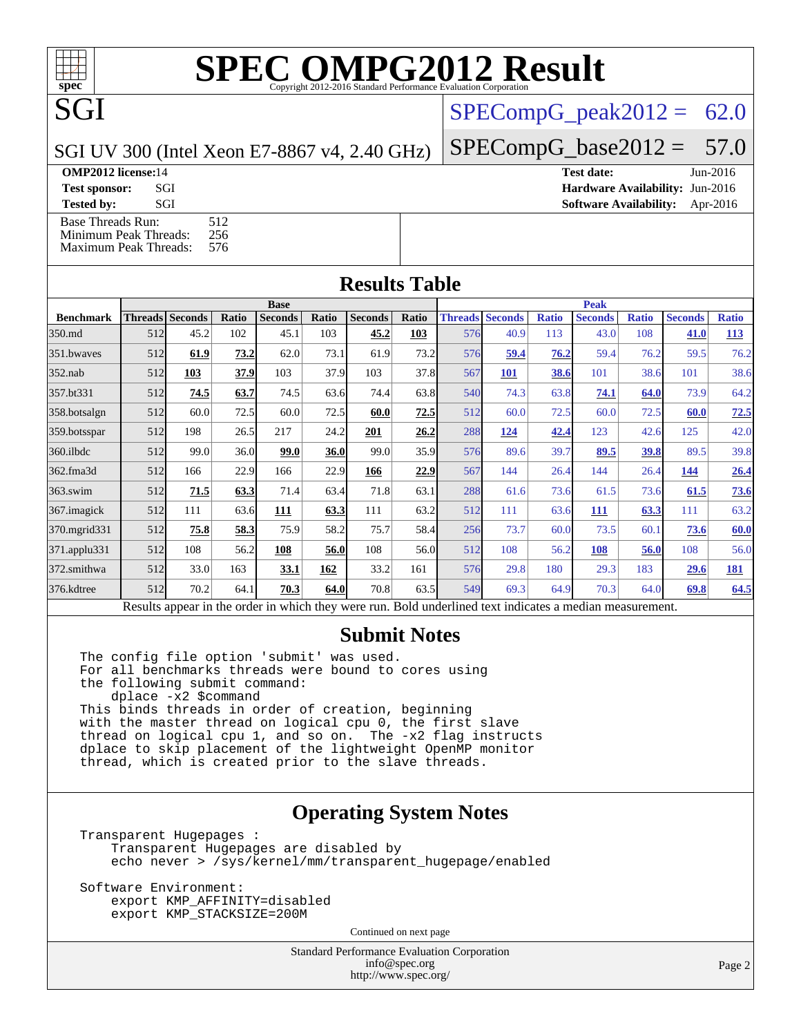# SPEC OMPG2012 Result

Copyright 2012-2016 Standard Performance Evaluation Corporation

## SGI

SGI UV 300 (Intel Xeon E7-8867 v4, 2.40 GHz)

SPECompG_peak2012 = 62.0

SPECompG_base2012 = 57.0

**OMP2012 license:** 14
**Test sponsor:** SGI
**Tested by:** SGI

**Test date:** Jun-2016
**Hardware Availability:** Jun-2016
**Software Availability:** Apr-2016

| | |
|---|---|
| Base Threads Run: | 512 |
| Minimum Peak Threads: | 256 |
| Maximum Peak Threads: | 576 |

## Results Table

| | Base | | | | | | | | Peak | | | | | | |
|---|---|---|---|---|---|---|---|---|---|---|---|---|---|---|---|
| **Benchmark** | **Threads** | **Seconds** | **Ratio** | **Seconds** | **Ratio** | **Seconds** | **Ratio** | **Threads** | **Seconds** | **Ratio** | **Seconds** | **Ratio** | **Seconds** | **Ratio** |
| 350.md | 512 | 45.2 | 102 | 45.1 | 103 | **45.2** | **103** | 576 | 40.9 | 113 | 43.0 | 108 | **41.0** | **113** |
| 351.bwaves | 512 | **61.9** | **73.2** | 62.0 | 73.1 | 61.9 | 73.2 | 576 | **59.4** | **76.2** | 59.4 | 76.2 | 59.5 | 76.2 |
| 352.nab | 512 | **103** | **37.9** | 103 | 37.9 | 103 | 37.8 | 567 | **101** | **38.6** | 101 | 38.6 | 101 | 38.6 |
| 357.bt331 | 512 | **74.5** | **63.7** | 74.5 | 63.6 | 74.4 | 63.8 | 540 | 74.3 | 63.8 | **74.1** | **64.0** | 73.9 | 64.2 |
| 358.botsalgn | 512 | 60.0 | 72.5 | 60.0 | 72.5 | **60.0** | **72.5** | 512 | 60.0 | 72.5 | 60.0 | 72.5 | **60.0** | **72.5** |
| 359.botsspar | 512 | 198 | 26.5 | 217 | 24.2 | **201** | **26.2** | 288 | **124** | **42.4** | 123 | 42.6 | 125 | 42.0 |
| 360.ilbdc | 512 | 99.0 | 36.0 | **99.0** | **36.0** | 99.0 | 35.9 | 576 | 89.6 | 39.7 | **89.5** | **39.8** | 89.5 | 39.8 |
| 362.fma3d | 512 | 166 | 22.9 | 166 | 22.9 | **166** | **22.9** | 567 | 144 | 26.4 | 144 | 26.4 | **144** | **26.4** |
| 363.swim | 512 | **71.5** | **63.3** | 71.4 | 63.4 | 71.8 | 63.1 | 288 | 61.6 | 73.6 | 61.5 | 73.6 | **61.5** | **73.6** |
| 367.imagick | 512 | 111 | 63.6 | **111** | **63.3** | 111 | 63.2 | 512 | 111 | 63.6 | **111** | **63.3** | 111 | 63.2 |
| 370.mgrid331 | 512 | **75.8** | **58.3** | 75.9 | 58.2 | 75.7 | 58.4 | 256 | 73.7 | 60.0 | 73.5 | 60.1 | **73.6** | **60.0** |
| 371.applu331 | 512 | 108 | 56.2 | **108** | **56.0** | 108 | 56.0 | 512 | 108 | 56.2 | **108** | **56.0** | 108 | 56.0 |
| 372.smithwa | 512 | 33.0 | 163 | **33.1** | **162** | 33.2 | 161 | 576 | 29.8 | 180 | 29.3 | 183 | **29.6** | **181** |
| 376.kdtree | 512 | 70.2 | 64.1 | **70.3** | **64.0** | 70.8 | 63.5 | 549 | 69.3 | 64.9 | 70.3 | 64.0 | **69.8** | **64.5** |

Results appear in the order in which they were run. Bold underlined text indicates a median measurement.

## Submit Notes

```
The config file option 'submit' was used.
For all benchmarks threads were bound to cores using
the following submit command:
    dplace -x2 $command
This binds threads in order of creation, beginning
with the master thread on logical cpu 0, the first slave
thread on logical cpu 1, and so on.  The -x2 flag instructs
dplace to skip placement of the lightweight OpenMP monitor
thread, which is created prior to the slave threads.
```

## Operating System Notes

```
Transparent Hugepages :
    Transparent Hugepages are disabled by
    echo never > /sys/kernel/mm/transparent_hugepage/enabled

Software Environment:
    export KMP_AFFINITY=disabled
    export KMP_STACKSIZE=200M
```

Continued on next page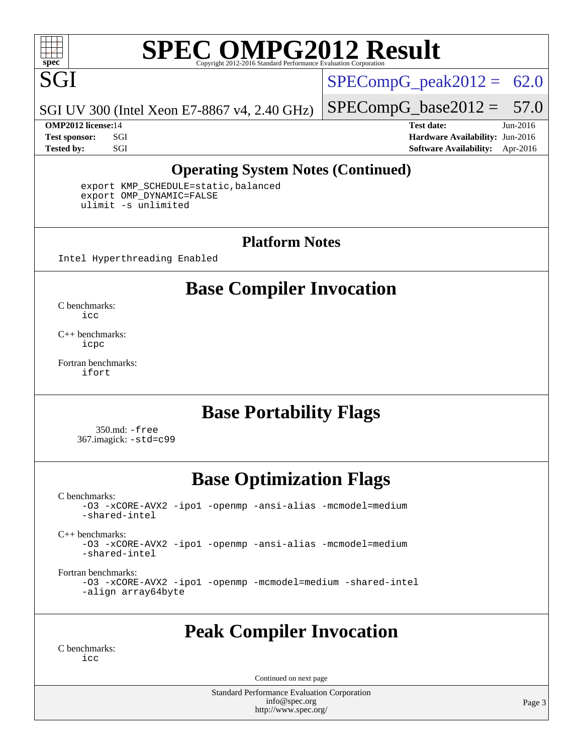# SPEC OMPG2012 Result

**SGI**

SGI UV 300 (Intel Xeon E7-8867 v4, 2.40 GHz)

SPECompG_peak2012 = 62.0

SPECompG_base2012 = 57.0

**OMP2012 license:** 14
**Test sponsor:** SGI
**Tested by:** SGI

**Test date:** Jun-2016
**Hardware Availability:** Jun-2016
**Software Availability:** Apr-2016

## Operating System Notes (Continued)

```
export KMP_SCHEDULE=static,balanced
export OMP_DYNAMIC=FALSE
ulimit -s unlimited
```

## Platform Notes

```
Intel Hyperthreading Enabled
```

## Base Compiler Invocation

C benchmarks:
```
icc
```

C++ benchmarks:
```
icpc
```

Fortran benchmarks:
```
ifort
```

## Base Portability Flags

350.md: `-free`
367.imagick: `-std=c99`

## Base Optimization Flags

C benchmarks:
```
-O3 -xCORE-AVX2 -ipo1 -openmp -ansi-alias -mcmodel=medium
-shared-intel
```

C++ benchmarks:
```
-O3 -xCORE-AVX2 -ipo1 -openmp -ansi-alias -mcmodel=medium
-shared-intel
```

Fortran benchmarks:
```
-O3 -xCORE-AVX2 -ipo1 -openmp -mcmodel=medium -shared-intel
-align array64byte
```

## Peak Compiler Invocation

C benchmarks:
```
icc
```

Continued on next page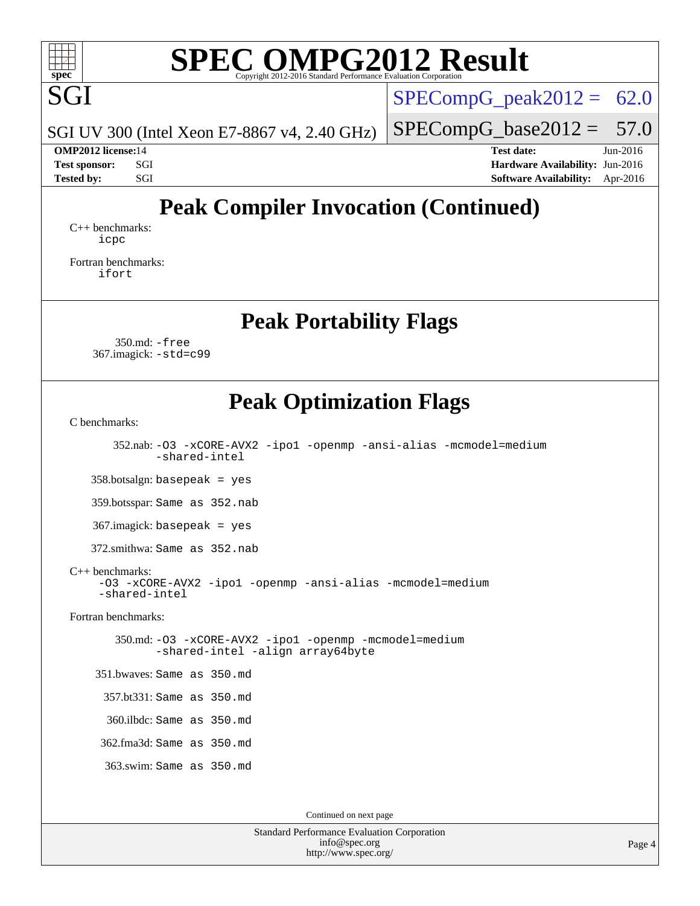# SPEC OMPG2012 Result

SGI

SGI UV 300 (Intel Xeon E7-8867 v4, 2.40 GHz)

SPECompG_peak2012 = 62.0

SPECompG_base2012 = 57.0

**OMP2012 license:** 14
**Test sponsor:** SGI
**Tested by:** SGI

**Test date:** Jun-2016
**Hardware Availability:** Jun-2016
**Software Availability:** Apr-2016

## Peak Compiler Invocation (Continued)

C++ benchmarks:
`icpc`

Fortran benchmarks:
`ifort`

## Peak Portability Flags

350.md: `-free`
367.imagick: `-std=c99`

## Peak Optimization Flags

C benchmarks:

352.nab: `-O3 -xCORE-AVX2 -ipo1 -openmp -ansi-alias -mcmodel=medium -shared-intel`

358.botsalgn: `basepeak = yes`

359.botsspar: `Same as 352.nab`

367.imagick: `basepeak = yes`

372.smithwa: `Same as 352.nab`

C++ benchmarks:
`-O3 -xCORE-AVX2 -ipo1 -openmp -ansi-alias -mcmodel=medium -shared-intel`

Fortran benchmarks:

350.md: `-O3 -xCORE-AVX2 -ipo1 -openmp -mcmodel=medium -shared-intel -align array64byte`

351.bwaves: `Same as 350.md`

357.bt331: `Same as 350.md`

360.ilbdc: `Same as 350.md`

362.fma3d: `Same as 350.md`

363.swim: `Same as 350.md`

Continued on next page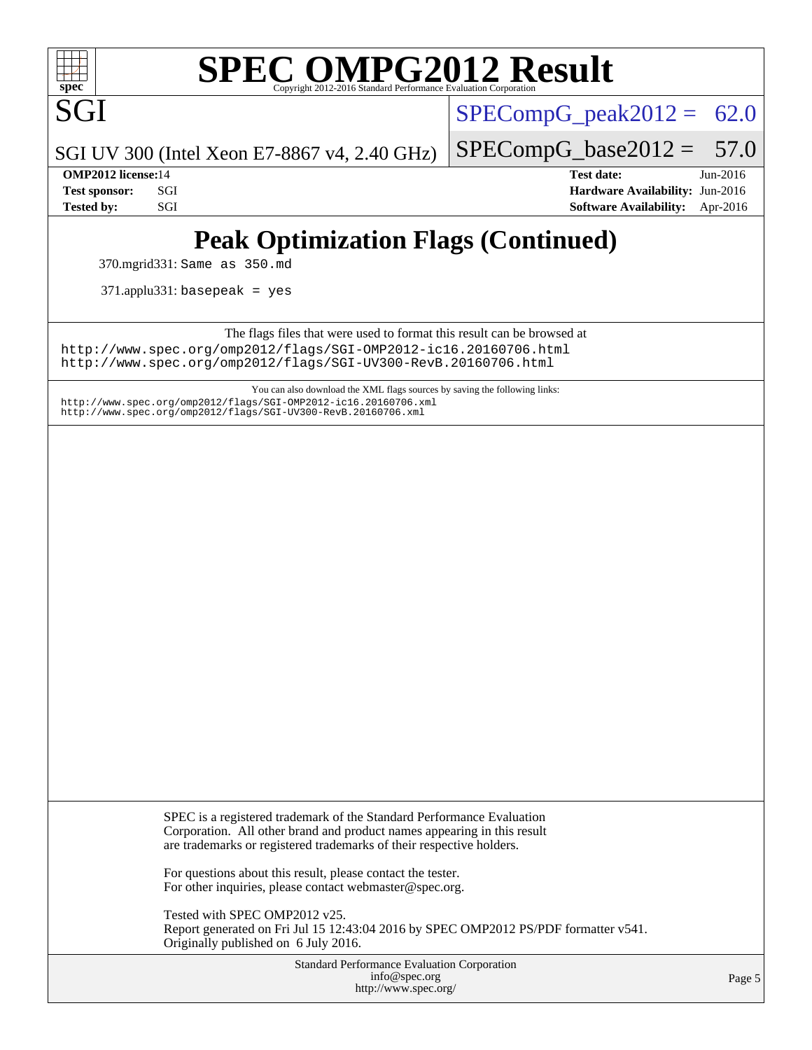# Peak Optimization Flags (Continued)

370.mgrid331: `Same as 350.md`

371.applu331: `basepeak = yes`

The flags files that were used to format this result can be browsed at
http://www.spec.org/omp2012/flags/SGI-OMP2012-ic16.20160706.html
http://www.spec.org/omp2012/flags/SGI-UV300-RevB.20160706.html

You can also download the XML flags sources by saving the following links:
http://www.spec.org/omp2012/flags/SGI-OMP2012-ic16.20160706.xml
http://www.spec.org/omp2012/flags/SGI-UV300-RevB.20160706.xml

SPEC is a registered trademark of the Standard Performance Evaluation Corporation. All other brand and product names appearing in this result are trademarks or registered trademarks of their respective holders.

For questions about this result, please contact the tester.
For other inquiries, please contact webmaster@spec.org.

Tested with SPEC OMP2012 v25.
Report generated on Fri Jul 15 12:43:04 2016 by SPEC OMP2012 PS/PDF formatter v541.
Originally published on 6 July 2016.